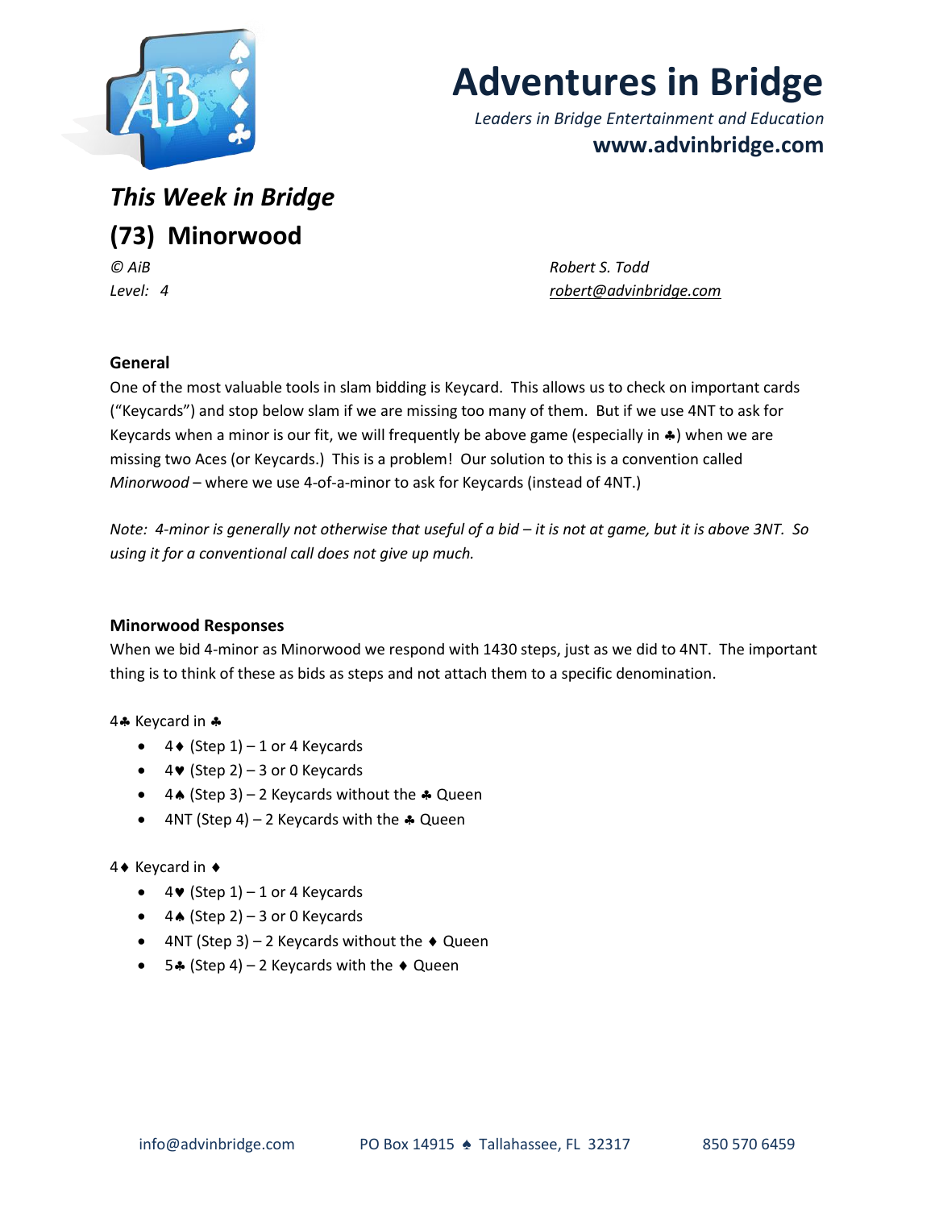# Adventures in Bridge

*Leaders in Bridge Entertainment and Education*

**www.advinbridge.com**

## *This Week in Bridge*

## (73) Minorwood

*© AiB* — *Robert S. Todd*

*Level: 4* — *robert@advinbridge.com*

### General

One of the most valuable tools in slam bidding is Keycard. This allows us to check on important cards ("Keycards") and stop below slam if we are missing too many of them. But if we use 4NT to ask for Keycards when a minor is our fit, we will frequently be above game (especially in ♣) when we are missing two Aces (or Keycards.) This is a problem! Our solution to this is a convention called *Minorwood* – where we use 4-of-a-minor to ask for Keycards (instead of 4NT.)

*Note: 4-minor is generally not otherwise that useful of a bid – it is not at game, but it is above 3NT. So using it for a conventional call does not give up much.*

### Minorwood Responses

When we bid 4-minor as Minorwood we respond with 1430 steps, just as we did to 4NT. The important thing is to think of these as bids as steps and not attach them to a specific denomination.

4♣ Keycard in ♣

- 4♦ (Step 1) – 1 or 4 Keycards
- 4♥ (Step 2) – 3 or 0 Keycards
- 4♠ (Step 3) – 2 Keycards without the ♣ Queen
- 4NT (Step 4) – 2 Keycards with the ♣ Queen

4♦ Keycard in ♦

- 4♥ (Step 1) – 1 or 4 Keycards
- 4♠ (Step 2) – 3 or 0 Keycards
- 4NT (Step 3) – 2 Keycards without the ♦ Queen
- 5♣ (Step 4) – 2 Keycards with the ♦ Queen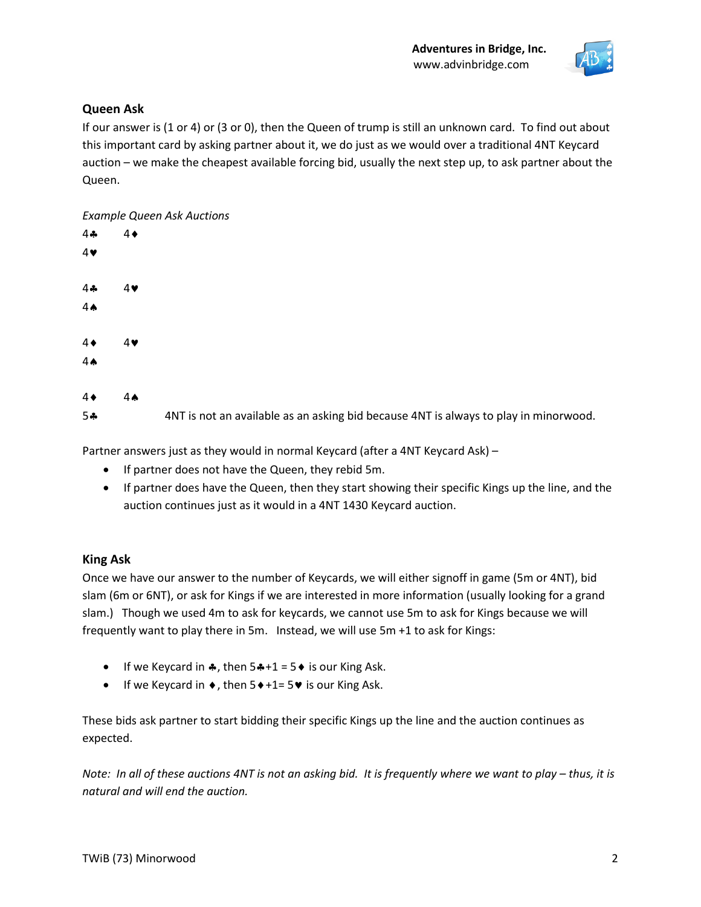## Queen Ask

If our answer is (1 or 4) or (3 or 0), then the Queen of trump is still an unknown card. To find out about this important card by asking partner about it, we do just as we would over a traditional 4NT Keycard auction – we make the cheapest available forcing bid, usually the next step up, to ask partner about the Queen.

*Example Queen Ask Auctions*

4♣ 4♦
4♥

4♣ 4♥
4♠

4♦ 4♥
4♠

4♦ 4♠
5♣ 4NT is not an available as an asking bid because 4NT is always to play in minorwood.

Partner answers just as they would in normal Keycard (after a 4NT Keycard Ask) –

- If partner does not have the Queen, they rebid 5m.
- If partner does have the Queen, then they start showing their specific Kings up the line, and the auction continues just as it would in a 4NT 1430 Keycard auction.

## King Ask

Once we have our answer to the number of Keycards, we will either signoff in game (5m or 4NT), bid slam (6m or 6NT), or ask for Kings if we are interested in more information (usually looking for a grand slam.) Though we used 4m to ask for keycards, we cannot use 5m to ask for Kings because we will frequently want to play there in 5m. Instead, we will use 5m +1 to ask for Kings:

- If we Keycard in ♣, then 5♣+1 = 5♦ is our King Ask.
- If we Keycard in ♦, then 5♦+1= 5♥ is our King Ask.

These bids ask partner to start bidding their specific Kings up the line and the auction continues as expected.

*Note: In all of these auctions 4NT is not an asking bid. It is frequently where we want to play – thus, it is natural and will end the auction.*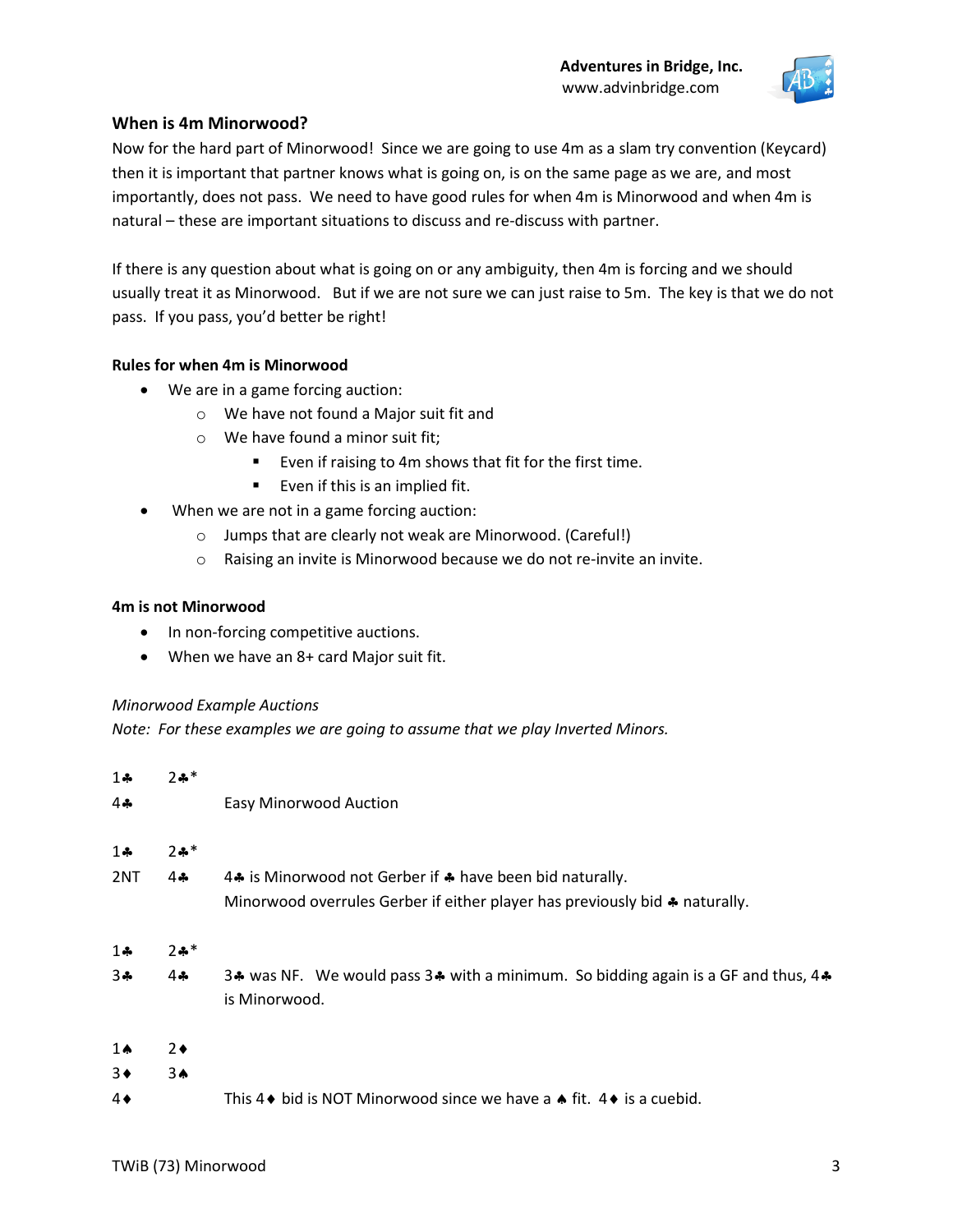## When is 4m Minorwood?

Now for the hard part of Minorwood! Since we are going to use 4m as a slam try convention (Keycard) then it is important that partner knows what is going on, is on the same page as we are, and most importantly, does not pass. We need to have good rules for when 4m is Minorwood and when 4m is natural – these are important situations to discuss and re-discuss with partner.

If there is any question about what is going on or any ambiguity, then 4m is forcing and we should usually treat it as Minorwood. But if we are not sure we can just raise to 5m. The key is that we do not pass. If you pass, you'd better be right!

### Rules for when 4m is Minorwood

- We are in a game forcing auction:
  - We have not found a Major suit fit and
  - We have found a minor suit fit;
    - Even if raising to 4m shows that fit for the first time.
    - Even if this is an implied fit.
- When we are not in a game forcing auction:
  - Jumps that are clearly not weak are Minorwood. (Careful!)
  - Raising an invite is Minorwood because we do not re-invite an invite.

### 4m is not Minorwood

- In non-forcing competitive auctions.
- When we have an 8+ card Major suit fit.

*Minorwood Example Auctions*

*Note: For these examples we are going to assume that we play Inverted Minors.*

| | | |
|---|---|---|
| 1♣ | 2♣* | |
| 4♣ | | Easy Minorwood Auction |

| | | |
|---|---|---|
| 1♣ | 2♣* | |
| 2NT | 4♣ | 4♣ is Minorwood not Gerber if ♣ have been bid naturally. Minorwood overrules Gerber if either player has previously bid ♣ naturally. |

| | | |
|---|---|---|
| 1♣ | 2♣* | |
| 3♣ | 4♣ | 3♣ was NF. We would pass 3♣ with a minimum. So bidding again is a GF and thus, 4♣ is Minorwood. |

| | | |
|---|---|---|
| 1♠ | 2♦ | |
| 3♦ | 3♠ | |
| 4♦ | | This 4♦ bid is NOT Minorwood since we have a ♠ fit. 4♦ is a cuebid. |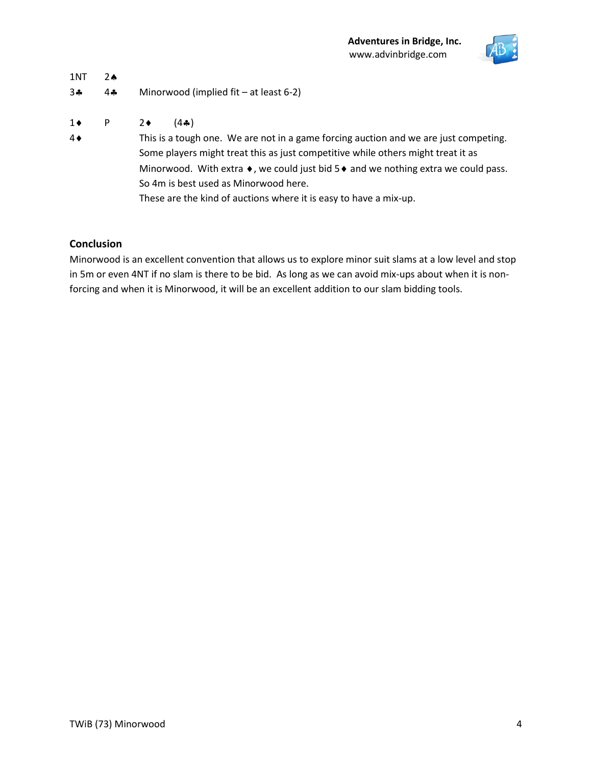| | | |
|---|---|---|
| 1NT | 2♠ | |
| 3♣ | 4♣ | Minorwood (implied fit – at least 6-2) |

| | | | | |
|---|---|---|---|---|
| 1♦ | P | 2♦ | (4♣) | |
| 4♦ | | This is a tough one. We are not in a game forcing auction and we are just competing. Some players might treat this as just competitive while others might treat it as Minorwood. With extra ♦, we could just bid 5♦ and we nothing extra we could pass. So 4m is best used as Minorwood here. These are the kind of auctions where it is easy to have a mix-up. | | |

## Conclusion

Minorwood is an excellent convention that allows us to explore minor suit slams at a low level and stop in 5m or even 4NT if no slam is there to be bid. As long as we can avoid mix-ups about when it is non-forcing and when it is Minorwood, it will be an excellent addition to our slam bidding tools.